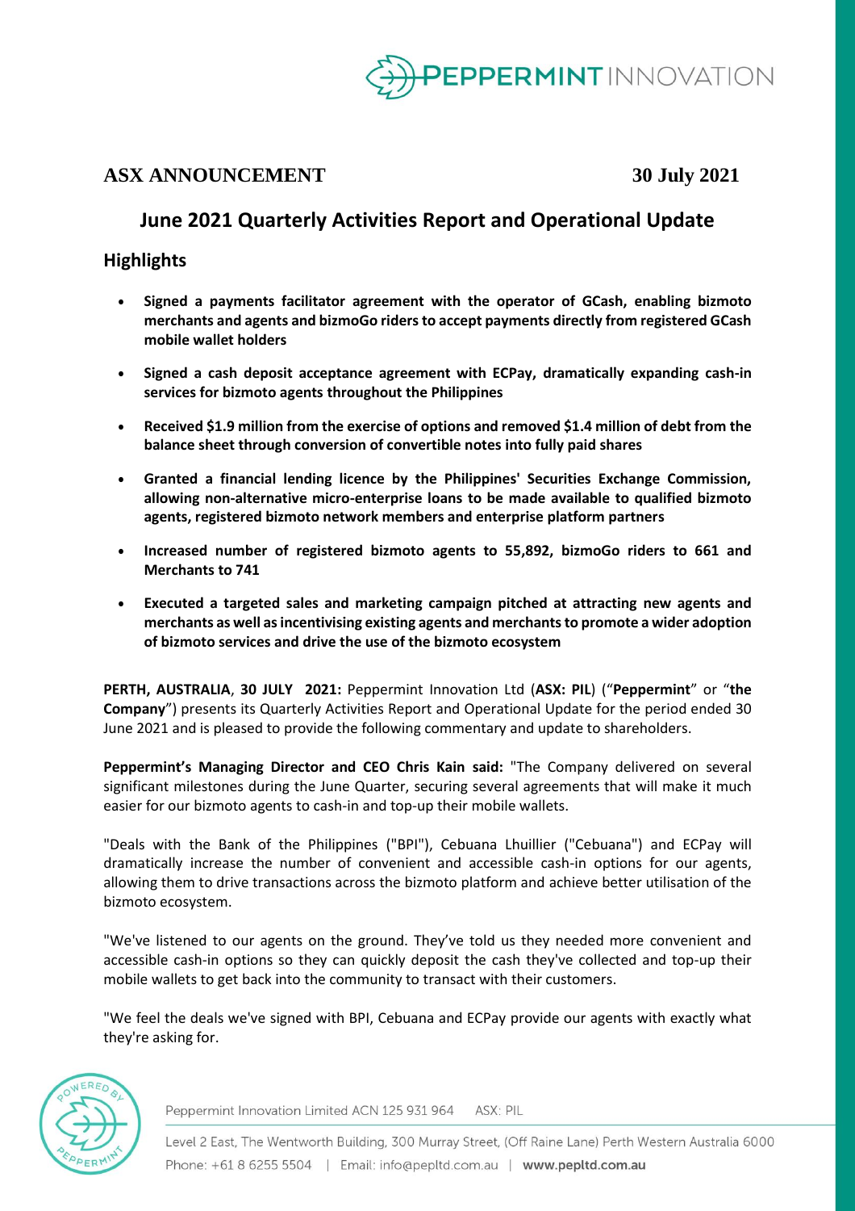**ASX ANNOUNCEMENT** **30 July 2021**

# June 2021 Quarterly Activities Report and Operational Update

## Highlights

- **Signed a payments facilitator agreement with the operator of GCash, enabling bizmoto merchants and agents and bizmoGo riders to accept payments directly from registered GCash mobile wallet holders**
- **Signed a cash deposit acceptance agreement with ECPay, dramatically expanding cash-in services for bizmoto agents throughout the Philippines**
- **Received $1.9 million from the exercise of options and removed $1.4 million of debt from the balance sheet through conversion of convertible notes into fully paid shares**
- **Granted a financial lending licence by the Philippines' Securities Exchange Commission, allowing non-alternative micro-enterprise loans to be made available to qualified bizmoto agents, registered bizmoto network members and enterprise platform partners**
- **Increased number of registered bizmoto agents to 55,892, bizmoGo riders to 661 and Merchants to 741**
- **Executed a targeted sales and marketing campaign pitched at attracting new agents and merchants as well as incentivising existing agents and merchants to promote a wider adoption of bizmoto services and drive the use of the bizmoto ecosystem**

**PERTH, AUSTRALIA**, **30 JULY 2021:** Peppermint Innovation Ltd (**ASX: PIL**) ("**Peppermint**" or "**the Company**") presents its Quarterly Activities Report and Operational Update for the period ended 30 June 2021 and is pleased to provide the following commentary and update to shareholders.

**Peppermint's Managing Director and CEO Chris Kain said:** "The Company delivered on several significant milestones during the June Quarter, securing several agreements that will make it much easier for our bizmoto agents to cash-in and top-up their mobile wallets.

"Deals with the Bank of the Philippines ("BPI"), Cebuana Lhuillier ("Cebuana") and ECPay will dramatically increase the number of convenient and accessible cash-in options for our agents, allowing them to drive transactions across the bizmoto platform and achieve better utilisation of the bizmoto ecosystem.

"We've listened to our agents on the ground. They've told us they needed more convenient and accessible cash-in options so they can quickly deposit the cash they've collected and top-up their mobile wallets to get back into the community to transact with their customers.

"We feel the deals we've signed with BPI, Cebuana and ECPay provide our agents with exactly what they're asking for.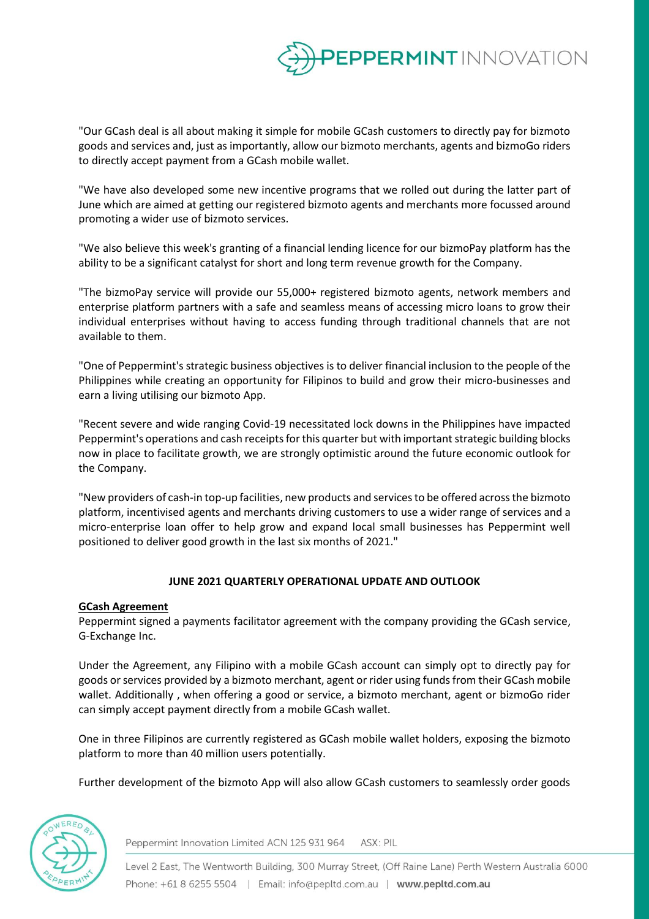"Our GCash deal is all about making it simple for mobile GCash customers to directly pay for bizmoto goods and services and, just as importantly, allow our bizmoto merchants, agents and bizmoGo riders to directly accept payment from a GCash mobile wallet.

"We have also developed some new incentive programs that we rolled out during the latter part of June which are aimed at getting our registered bizmoto agents and merchants more focussed around promoting a wider use of bizmoto services.

"We also believe this week's granting of a financial lending licence for our bizmoPay platform has the ability to be a significant catalyst for short and long term revenue growth for the Company.

"The bizmoPay service will provide our 55,000+ registered bizmoto agents, network members and enterprise platform partners with a safe and seamless means of accessing micro loans to grow their individual enterprises without having to access funding through traditional channels that are not available to them.

"One of Peppermint's strategic business objectives is to deliver financial inclusion to the people of the Philippines while creating an opportunity for Filipinos to build and grow their micro-businesses and earn a living utilising our bizmoto App.

"Recent severe and wide ranging Covid-19 necessitated lock downs in the Philippines have impacted Peppermint's operations and cash receipts for this quarter but with important strategic building blocks now in place to facilitate growth, we are strongly optimistic around the future economic outlook for the Company.

"New providers of cash-in top-up facilities, new products and services to be offered across the bizmoto platform, incentivised agents and merchants driving customers to use a wider range of services and a micro-enterprise loan offer to help grow and expand local small businesses has Peppermint well positioned to deliver good growth in the last six months of 2021."

## JUNE 2021 QUARTERLY OPERATIONAL UPDATE AND OUTLOOK

**GCash Agreement**

Peppermint signed a payments facilitator agreement with the company providing the GCash service, G-Exchange Inc.

Under the Agreement, any Filipino with a mobile GCash account can simply opt to directly pay for goods or services provided by a bizmoto merchant, agent or rider using funds from their GCash mobile wallet. Additionally , when offering a good or service, a bizmoto merchant, agent or bizmoGo rider can simply accept payment directly from a mobile GCash wallet.

One in three Filipinos are currently registered as GCash mobile wallet holders, exposing the bizmoto platform to more than 40 million users potentially.

Further development of the bizmoto App will also allow GCash customers to seamlessly order goods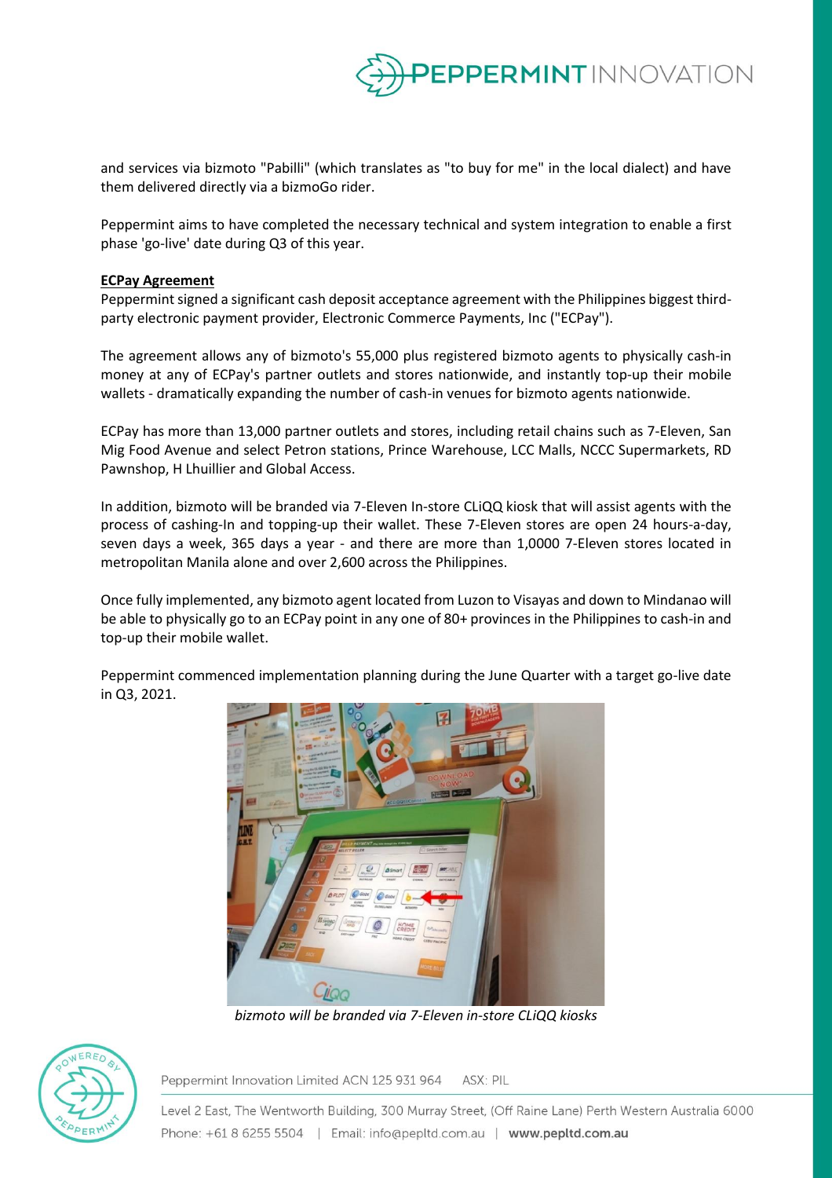and services via bizmoto "Pabilli" (which translates as "to buy for me" in the local dialect) and have them delivered directly via a bizmoGo rider.

Peppermint aims to have completed the necessary technical and system integration to enable a first phase 'go-live' date during Q3 of this year.

**ECPay Agreement**

Peppermint signed a significant cash deposit acceptance agreement with the Philippines biggest third-party electronic payment provider, Electronic Commerce Payments, Inc ("ECPay").

The agreement allows any of bizmoto's 55,000 plus registered bizmoto agents to physically cash-in money at any of ECPay's partner outlets and stores nationwide, and instantly top-up their mobile wallets - dramatically expanding the number of cash-in venues for bizmoto agents nationwide.

ECPay has more than 13,000 partner outlets and stores, including retail chains such as 7-Eleven, San Mig Food Avenue and select Petron stations, Prince Warehouse, LCC Malls, NCCC Supermarkets, RD Pawnshop, H Lhuillier and Global Access.

In addition, bizmoto will be branded via 7-Eleven In-store CLiQQ kiosk that will assist agents with the process of cashing-In and topping-up their wallet. These 7-Eleven stores are open 24 hours-a-day, seven days a week, 365 days a year - and there are more than 1,0000 7-Eleven stores located in metropolitan Manila alone and over 2,600 across the Philippines.

Once fully implemented, any bizmoto agent located from Luzon to Visayas and down to Mindanao will be able to physically go to an ECPay point in any one of 80+ provinces in the Philippines to cash-in and top-up their mobile wallet.

Peppermint commenced implementation planning during the June Quarter with a target go-live date in Q3, 2021.

*bizmoto will be branded via 7-Eleven in-store CLiQQ kiosks*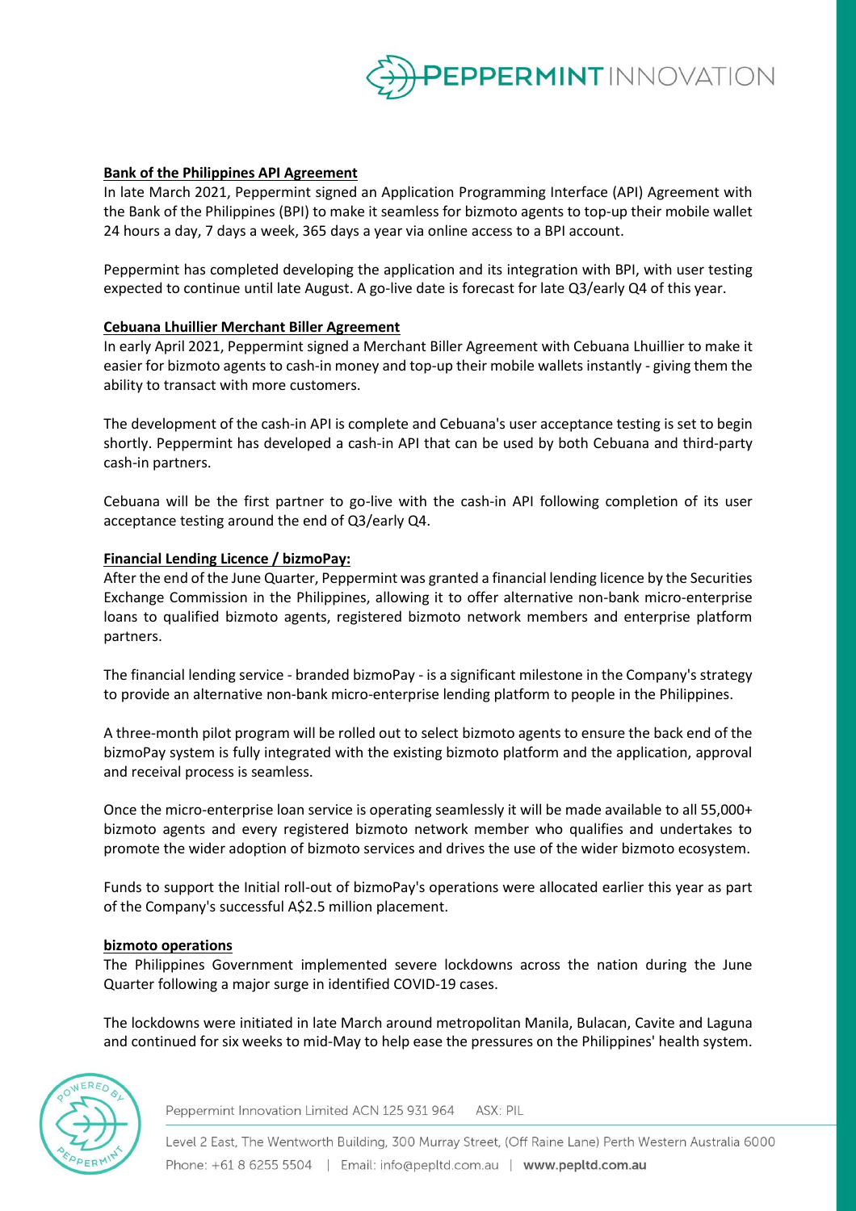**Bank of the Philippines API Agreement**

In late March 2021, Peppermint signed an Application Programming Interface (API) Agreement with the Bank of the Philippines (BPI) to make it seamless for bizmoto agents to top-up their mobile wallet 24 hours a day, 7 days a week, 365 days a year via online access to a BPI account.

Peppermint has completed developing the application and its integration with BPI, with user testing expected to continue until late August. A go-live date is forecast for late Q3/early Q4 of this year.

**Cebuana Lhuillier Merchant Biller Agreement**

In early April 2021, Peppermint signed a Merchant Biller Agreement with Cebuana Lhuillier to make it easier for bizmoto agents to cash-in money and top-up their mobile wallets instantly - giving them the ability to transact with more customers.

The development of the cash-in API is complete and Cebuana's user acceptance testing is set to begin shortly. Peppermint has developed a cash-in API that can be used by both Cebuana and third-party cash-in partners.

Cebuana will be the first partner to go-live with the cash-in API following completion of its user acceptance testing around the end of Q3/early Q4.

**Financial Lending Licence / bizmoPay:**

After the end of the June Quarter, Peppermint was granted a financial lending licence by the Securities Exchange Commission in the Philippines, allowing it to offer alternative non-bank micro-enterprise loans to qualified bizmoto agents, registered bizmoto network members and enterprise platform partners.

The financial lending service - branded bizmoPay - is a significant milestone in the Company's strategy to provide an alternative non-bank micro-enterprise lending platform to people in the Philippines.

A three-month pilot program will be rolled out to select bizmoto agents to ensure the back end of the bizmoPay system is fully integrated with the existing bizmoto platform and the application, approval and receival process is seamless.

Once the micro-enterprise loan service is operating seamlessly it will be made available to all 55,000+ bizmoto agents and every registered bizmoto network member who qualifies and undertakes to promote the wider adoption of bizmoto services and drives the use of the wider bizmoto ecosystem.

Funds to support the Initial roll-out of bizmoPay's operations were allocated earlier this year as part of the Company's successful A$2.5 million placement.

**bizmoto operations**

The Philippines Government implemented severe lockdowns across the nation during the June Quarter following a major surge in identified COVID-19 cases.

The lockdowns were initiated in late March around metropolitan Manila, Bulacan, Cavite and Laguna and continued for six weeks to mid-May to help ease the pressures on the Philippines' health system.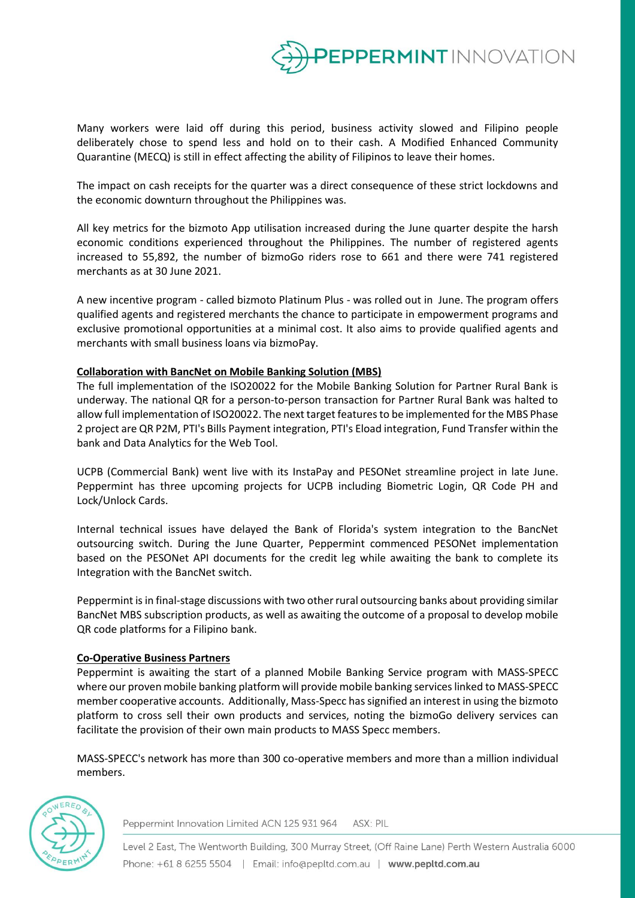Many workers were laid off during this period, business activity slowed and Filipino people deliberately chose to spend less and hold on to their cash. A Modified Enhanced Community Quarantine (MECQ) is still in effect affecting the ability of Filipinos to leave their homes.

The impact on cash receipts for the quarter was a direct consequence of these strict lockdowns and the economic downturn throughout the Philippines was.

All key metrics for the bizmoto App utilisation increased during the June quarter despite the harsh economic conditions experienced throughout the Philippines. The number of registered agents increased to 55,892, the number of bizmoGo riders rose to 661 and there were 741 registered merchants as at 30 June 2021.

A new incentive program - called bizmoto Platinum Plus - was rolled out in June. The program offers qualified agents and registered merchants the chance to participate in empowerment programs and exclusive promotional opportunities at a minimal cost. It also aims to provide qualified agents and merchants with small business loans via bizmoPay.

**Collaboration with BancNet on Mobile Banking Solution (MBS)**

The full implementation of the ISO20022 for the Mobile Banking Solution for Partner Rural Bank is underway. The national QR for a person-to-person transaction for Partner Rural Bank was halted to allow full implementation of ISO20022. The next target features to be implemented for the MBS Phase 2 project are QR P2M, PTI's Bills Payment integration, PTI's Eload integration, Fund Transfer within the bank and Data Analytics for the Web Tool.

UCPB (Commercial Bank) went live with its InstaPay and PESONet streamline project in late June. Peppermint has three upcoming projects for UCPB including Biometric Login, QR Code PH and Lock/Unlock Cards.

Internal technical issues have delayed the Bank of Florida's system integration to the BancNet outsourcing switch. During the June Quarter, Peppermint commenced PESONet implementation based on the PESONet API documents for the credit leg while awaiting the bank to complete its Integration with the BancNet switch.

Peppermint is in final-stage discussions with two other rural outsourcing banks about providing similar BancNet MBS subscription products, as well as awaiting the outcome of a proposal to develop mobile QR code platforms for a Filipino bank.

**Co-Operative Business Partners**

Peppermint is awaiting the start of a planned Mobile Banking Service program with MASS-SPECC where our proven mobile banking platform will provide mobile banking services linked to MASS-SPECC member cooperative accounts. Additionally, Mass-Specc has signified an interest in using the bizmoto platform to cross sell their own products and services, noting the bizmoGo delivery services can facilitate the provision of their own main products to MASS Specc members.

MASS-SPECC's network has more than 300 co-operative members and more than a million individual members.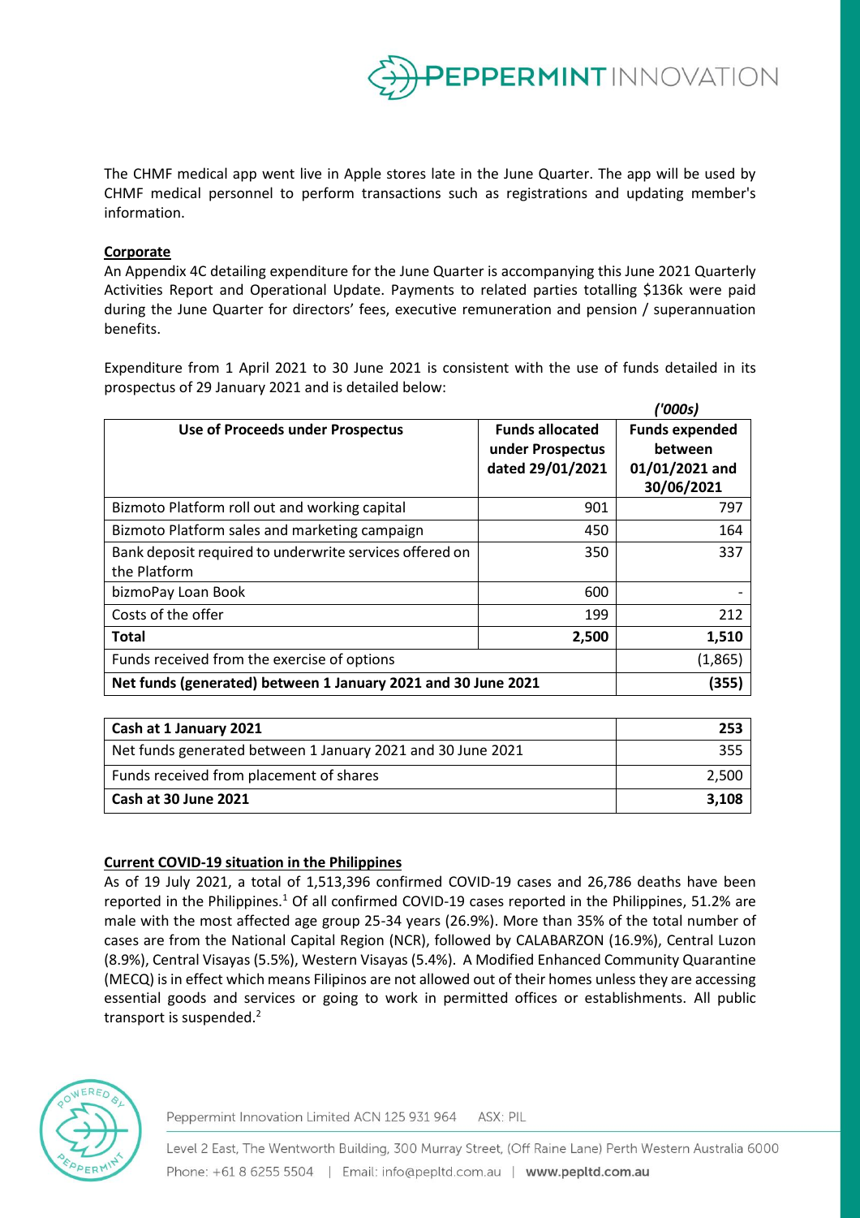The CHMF medical app went live in Apple stores late in the June Quarter. The app will be used by CHMF medical personnel to perform transactions such as registrations and updating member's information.

**Corporate**

An Appendix 4C detailing expenditure for the June Quarter is accompanying this June 2021 Quarterly Activities Report and Operational Update. Payments to related parties totalling $136k were paid during the June Quarter for directors' fees, executive remuneration and pension / superannuation benefits.

Expenditure from 1 April 2021 to 30 June 2021 is consistent with the use of funds detailed in its prospectus of 29 January 2021 and is detailed below:

*('000s)*

| Use of Proceeds under Prospectus | Funds allocated under Prospectus dated 29/01/2021 | Funds expended between 01/01/2021 and 30/06/2021 |
|---|---|---|
| Bizmoto Platform roll out and working capital | 901 | 797 |
| Bizmoto Platform sales and marketing campaign | 450 | 164 |
| Bank deposit required to underwrite services offered on the Platform | 350 | 337 |
| bizmoPay Loan Book | 600 | - |
| Costs of the offer | 199 | 212 |
| **Total** | **2,500** | **1,510** |
| Funds received from the exercise of options | | (1,865) |
| **Net funds (generated) between 1 January 2021 and 30 June 2021** | | **(355)** |

| | |
|---|---|
| **Cash at 1 January 2021** | **253** |
| Net funds generated between 1 January 2021 and 30 June 2021 | 355 |
| Funds received from placement of shares | 2,500 |
| **Cash at 30 June 2021** | **3,108** |

**Current COVID-19 situation in the Philippines**

As of 19 July 2021, a total of 1,513,396 confirmed COVID-19 cases and 26,786 deaths have been reported in the Philippines.[1] Of all confirmed COVID-19 cases reported in the Philippines, 51.2% are male with the most affected age group 25-34 years (26.9%). More than 35% of the total number of cases are from the National Capital Region (NCR), followed by CALABARZON (16.9%), Central Luzon (8.9%), Central Visayas (5.5%), Western Visayas (5.4%). A Modified Enhanced Community Quarantine (MECQ) is in effect which means Filipinos are not allowed out of their homes unless they are accessing essential goods and services or going to work in permitted offices or establishments. All public transport is suspended.[2]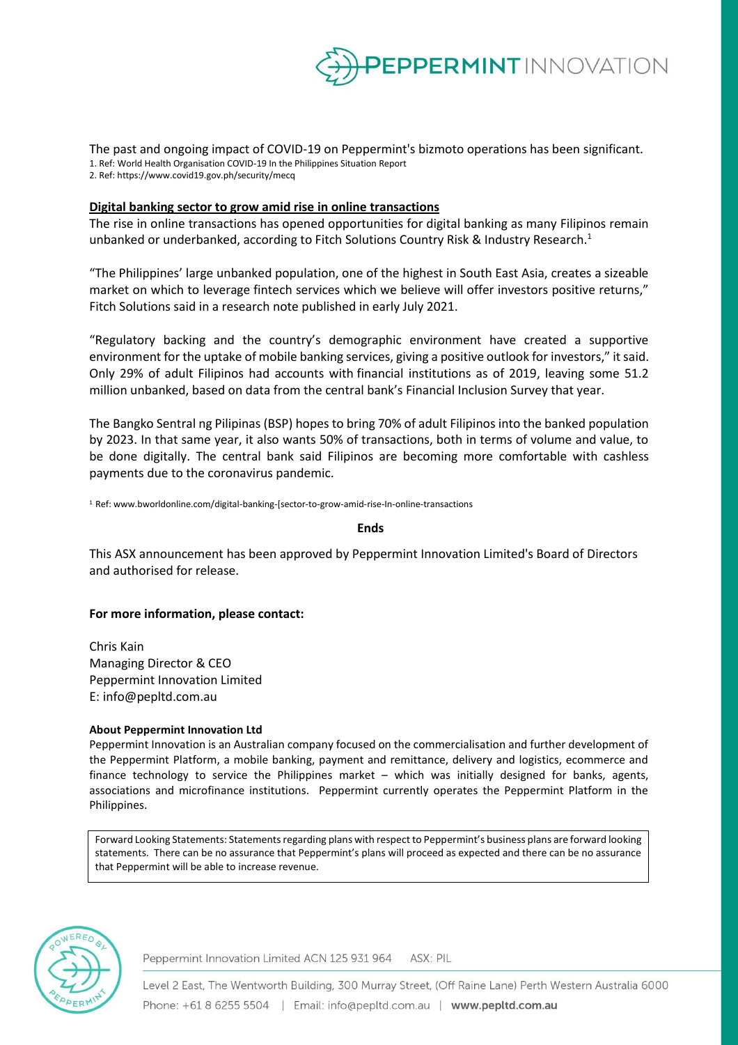The past and ongoing impact of COVID-19 on Peppermint's bizmoto operations has been significant.

1. Ref: World Health Organisation COVID-19 In the Philippines Situation Report
2. Ref: https://www.covid19.gov.ph/security/mecq

**Digital banking sector to grow amid rise in online transactions**

The rise in online transactions has opened opportunities for digital banking as many Filipinos remain unbanked or underbanked, according to Fitch Solutions Country Risk & Industry Research.[1]

"The Philippines' large unbanked population, one of the highest in South East Asia, creates a sizeable market on which to leverage fintech services which we believe will offer investors positive returns," Fitch Solutions said in a research note published in early July 2021.

"Regulatory backing and the country's demographic environment have created a supportive environment for the uptake of mobile banking services, giving a positive outlook for investors," it said. Only 29% of adult Filipinos had accounts with financial institutions as of 2019, leaving some 51.2 million unbanked, based on data from the central bank's Financial Inclusion Survey that year.

The Bangko Sentral ng Pilipinas (BSP) hopes to bring 70% of adult Filipinos into the banked population by 2023. In that same year, it also wants 50% of transactions, both in terms of volume and value, to be done digitally. The central bank said Filipinos are becoming more comfortable with cashless payments due to the coronavirus pandemic.

[1] Ref: www.bworldonline.com/digital-banking-[sector-to-grow-amid-rise-In-online-transactions

**Ends**

This ASX announcement has been approved by Peppermint Innovation Limited's Board of Directors and authorised for release.

**For more information, please contact:**

Chris Kain
Managing Director & CEO
Peppermint Innovation Limited
E: info@pepltd.com.au

**About Peppermint Innovation Ltd**

Peppermint Innovation is an Australian company focused on the commercialisation and further development of the Peppermint Platform, a mobile banking, payment and remittance, delivery and logistics, ecommerce and finance technology to service the Philippines market – which was initially designed for banks, agents, associations and microfinance institutions. Peppermint currently operates the Peppermint Platform in the Philippines.

Forward Looking Statements: Statements regarding plans with respect to Peppermint's business plans are forward looking statements. There can be no assurance that Peppermint's plans will proceed as expected and there can be no assurance that Peppermint will be able to increase revenue.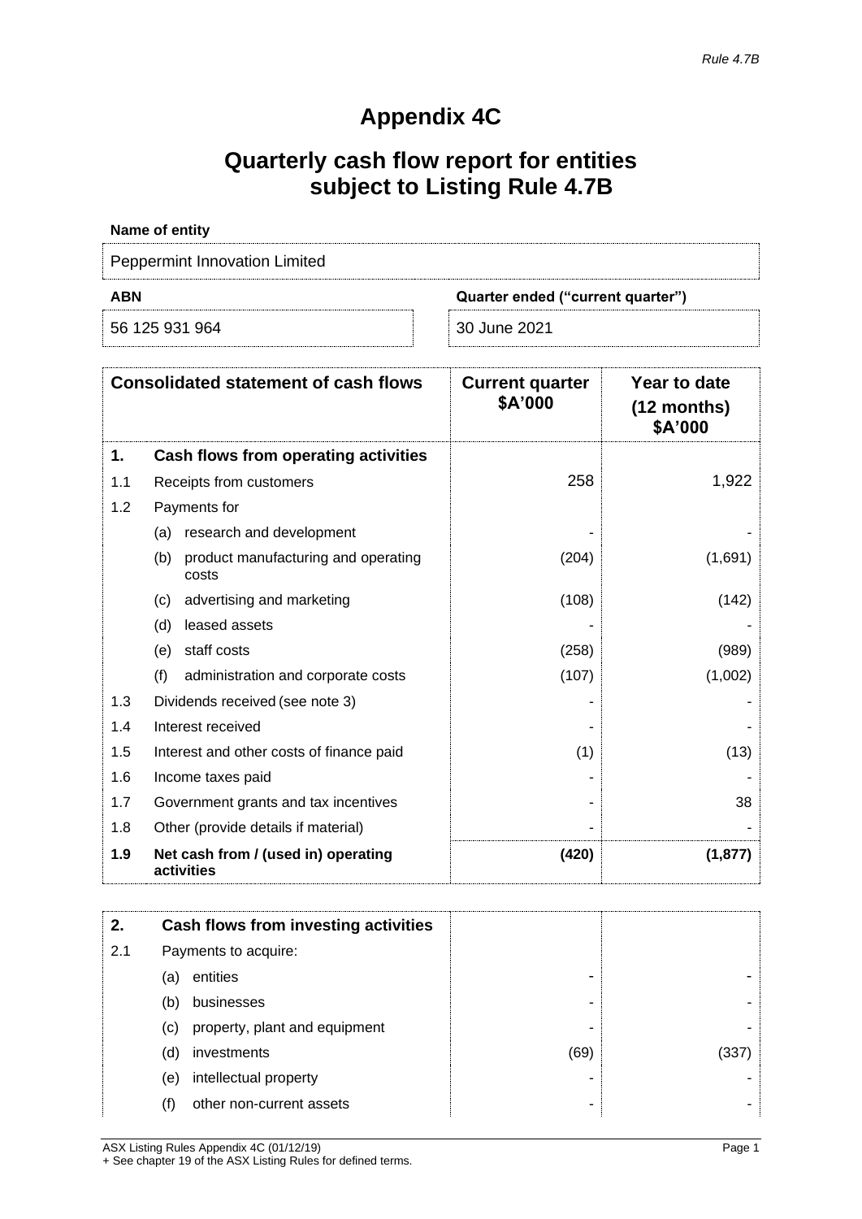*Rule 4.7B*

# Appendix 4C

## Quarterly cash flow report for entities subject to Listing Rule 4.7B

**Name of entity**

Peppermint Innovation Limited

| **ABN** | **Quarter ended ("current quarter")** |
|---|---|
| 56 125 931 964 | 30 June 2021 |

| | **Consolidated statement of cash flows** | **Current quarter $A'000** | **Year to date (12 months) $A'000** |
|---|---|---|---|
| **1.** | **Cash flows from operating activities** | | |
| 1.1 | Receipts from customers | 258 | 1,922 |
| 1.2 | Payments for | | |
| | (a) research and development | - | - |
| | (b) product manufacturing and operating costs | (204) | (1,691) |
| | (c) advertising and marketing | (108) | (142) |
| | (d) leased assets | - | - |
| | (e) staff costs | (258) | (989) |
| | (f) administration and corporate costs | (107) | (1,002) |
| 1.3 | Dividends received (see note 3) | - | - |
| 1.4 | Interest received | - | - |
| 1.5 | Interest and other costs of finance paid | (1) | (13) |
| 1.6 | Income taxes paid | - | - |
| 1.7 | Government grants and tax incentives | - | 38 |
| 1.8 | Other (provide details if material) | - | - |
| **1.9** | **Net cash from / (used in) operating activities** | **(420)** | **(1,877)** |

| | | | |
|---|---|---|---|
| **2.** | **Cash flows from investing activities** | | |
| 2.1 | Payments to acquire: | | |
| | (a) entities | - | - |
| | (b) businesses | - | - |
| | (c) property, plant and equipment | - | - |
| | (d) investments | (69) | (337) |
| | (e) intellectual property | - | - |
| | (f) other non-current assets | - | - |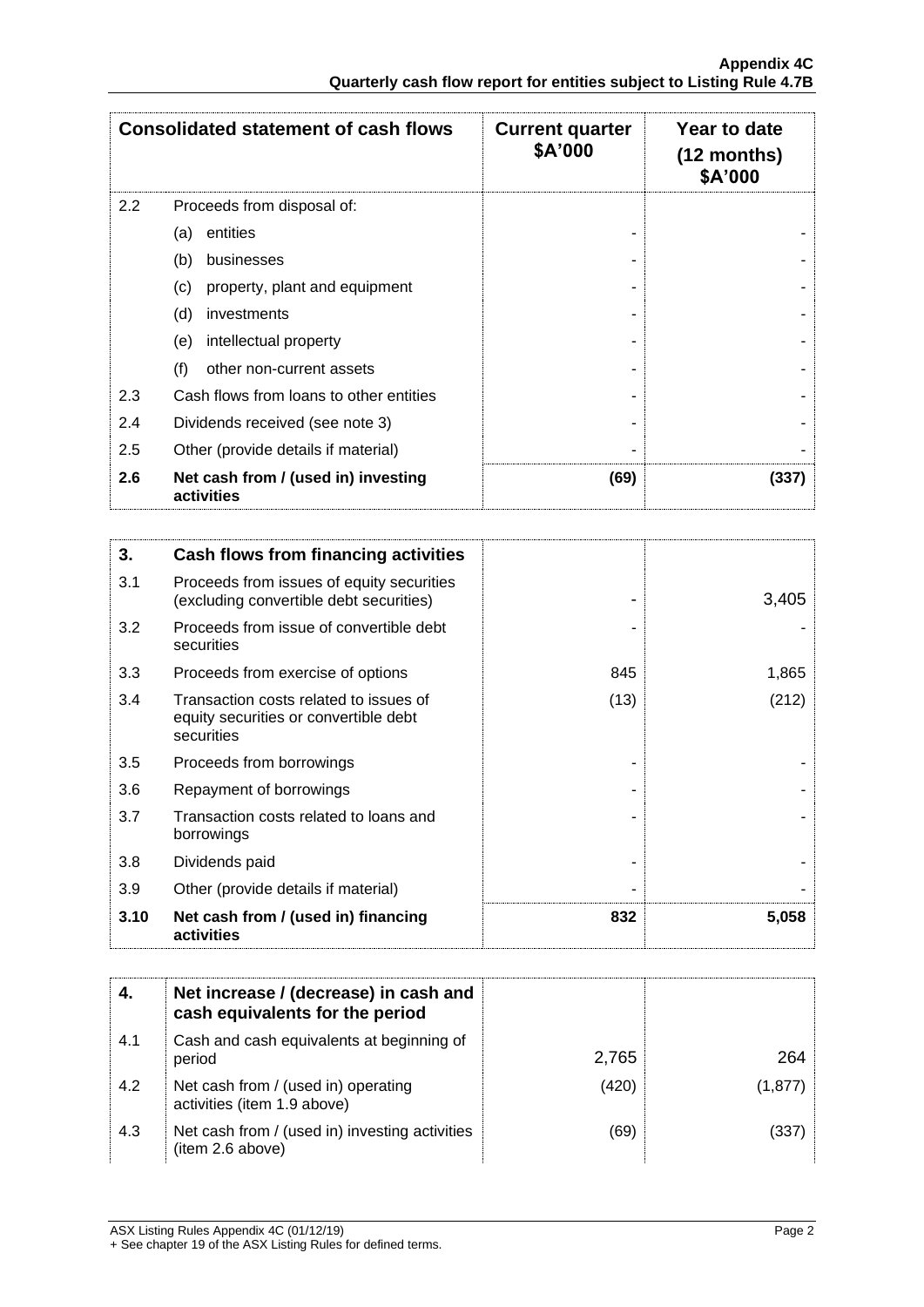| Consolidated statement of cash flows | | Current quarter $A'000 | Year to date (12 months) $A'000 |
|---|---|---|---|
| 2.2 | Proceeds from disposal of: | | |
| | (a) entities | - | - |
| | (b) businesses | - | - |
| | (c) property, plant and equipment | - | - |
| | (d) investments | - | - |
| | (e) intellectual property | - | - |
| | (f) other non-current assets | - | - |
| 2.3 | Cash flows from loans to other entities | - | - |
| 2.4 | Dividends received (see note 3) | - | - |
| 2.5 | Other (provide details if material) | - | - |
| **2.6** | **Net cash from / (used in) investing activities** | **(69)** | **(337)** |

| **3.** | **Cash flows from financing activities** | | |
|---|---|---|---|
| 3.1 | Proceeds from issues of equity securities (excluding convertible debt securities) | - | 3,405 |
| 3.2 | Proceeds from issue of convertible debt securities | - | - |
| 3.3 | Proceeds from exercise of options | 845 | 1,865 |
| 3.4 | Transaction costs related to issues of equity securities or convertible debt securities | (13) | (212) |
| 3.5 | Proceeds from borrowings | - | - |
| 3.6 | Repayment of borrowings | - | - |
| 3.7 | Transaction costs related to loans and borrowings | - | - |
| 3.8 | Dividends paid | - | - |
| 3.9 | Other (provide details if material) | - | - |
| **3.10** | **Net cash from / (used in) financing activities** | **832** | **5,058** |

| **4.** | **Net increase / (decrease) in cash and cash equivalents for the period** | | |
|---|---|---|---|
| 4.1 | Cash and cash equivalents at beginning of period | 2,765 | 264 |
| 4.2 | Net cash from / (used in) operating activities (item 1.9 above) | (420) | (1,877) |
| 4.3 | Net cash from / (used in) investing activities (item 2.6 above) | (69) | (337) |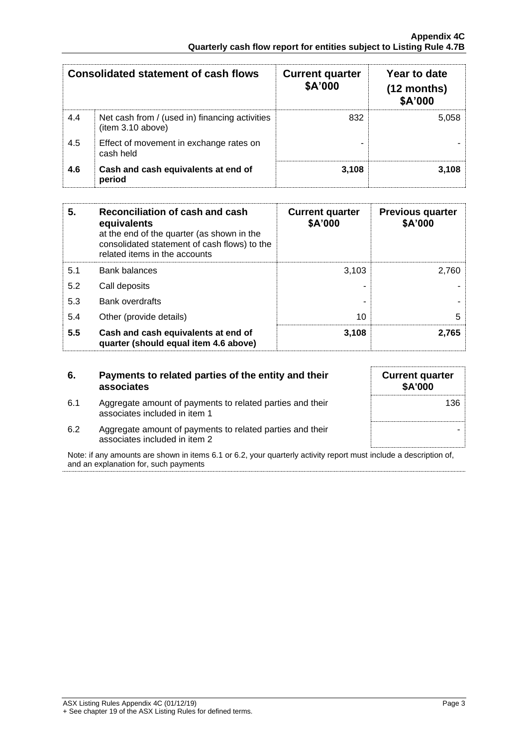| | Consolidated statement of cash flows | Current quarter $A'000 | Year to date (12 months) $A'000 |
|---|---|---|---|
| 4.4 | Net cash from / (used in) financing activities (item 3.10 above) | 832 | 5,058 |
| 4.5 | Effect of movement in exchange rates on cash held | - | - |
| **4.6** | **Cash and cash equivalents at end of period** | **3,108** | **3,108** |

| **5.** | **Reconciliation of cash and cash equivalents** at the end of the quarter (as shown in the consolidated statement of cash flows) to the related items in the accounts | **Current quarter $A'000** | **Previous quarter $A'000** |
|---|---|---|---|
| 5.1 | Bank balances | 3,103 | 2,760 |
| 5.2 | Call deposits | - | - |
| 5.3 | Bank overdrafts | - | - |
| 5.4 | Other (provide details) | 10 | 5 |
| **5.5** | **Cash and cash equivalents at end of quarter (should equal item 4.6 above)** | **3,108** | **2,765** |

| **6.** | **Payments to related parties of the entity and their associates** | **Current quarter $A'000** |
|---|---|---|
| 6.1 | Aggregate amount of payments to related parties and their associates included in item 1 | 136 |
| 6.2 | Aggregate amount of payments to related parties and their associates included in item 2 | - |

Note: if any amounts are shown in items 6.1 or 6.2, your quarterly activity report must include a description of, and an explanation for, such payments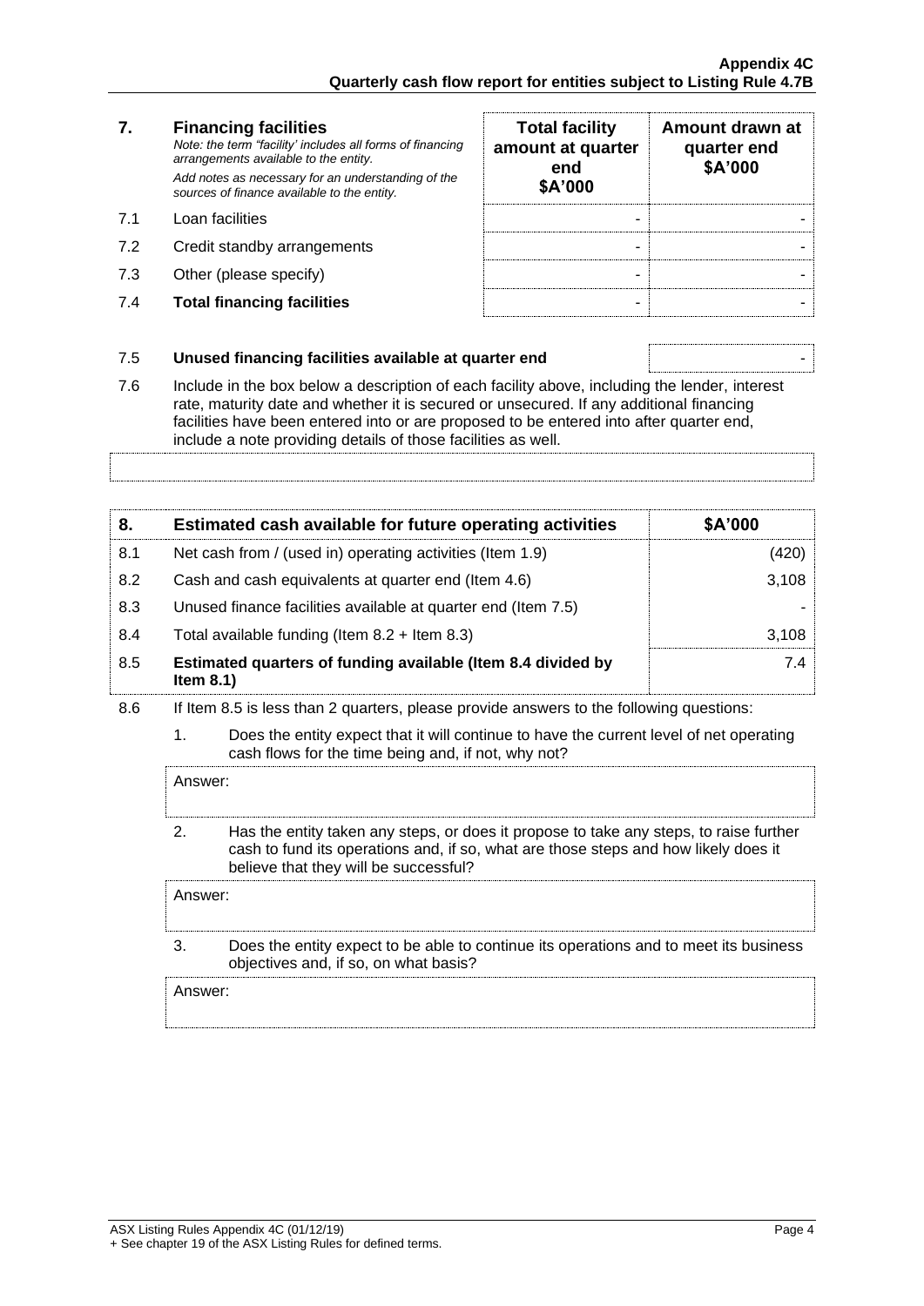| 7. | **Financing facilities** *Note: the term "facility' includes all forms of financing arrangements available to the entity.* *Add notes as necessary for an understanding of the sources of finance available to the entity.* | **Total facility amount at quarter end $A'000** | **Amount drawn at quarter end $A'000** |
|---|---|---|---|
| 7.1 | Loan facilities | - | - |
| 7.2 | Credit standby arrangements | - | - |
| 7.3 | Other (please specify) | - | - |
| 7.4 | **Total financing facilities** | - | - |

| | | |
|---|---|---|
| 7.5 | **Unused financing facilities available at quarter end** | - |

7.6 Include in the box below a description of each facility above, including the lender, interest rate, maturity date and whether it is secured or unsecured. If any additional financing facilities have been entered into or are proposed to be entered into after quarter end, include a note providing details of those facilities as well.

| 8. | **Estimated cash available for future operating activities** | **$A'000** |
|---|---|---|
| 8.1 | Net cash from / (used in) operating activities (Item 1.9) | (420) |
| 8.2 | Cash and cash equivalents at quarter end (Item 4.6) | 3,108 |
| 8.3 | Unused finance facilities available at quarter end (Item 7.5) | - |
| 8.4 | Total available funding (Item 8.2 + Item 8.3) | 3,108 |
| 8.5 | **Estimated quarters of funding available (Item 8.4 divided by Item 8.1)** | 7.4 |

8.6 If Item 8.5 is less than 2 quarters, please provide answers to the following questions:

1. Does the entity expect that it will continue to have the current level of net operating cash flows for the time being and, if not, why not?

Answer:

2. Has the entity taken any steps, or does it propose to take any steps, to raise further cash to fund its operations and, if so, what are those steps and how likely does it believe that they will be successful?

Answer:

3. Does the entity expect to be able to continue its operations and to meet its business objectives and, if so, on what basis?

Answer: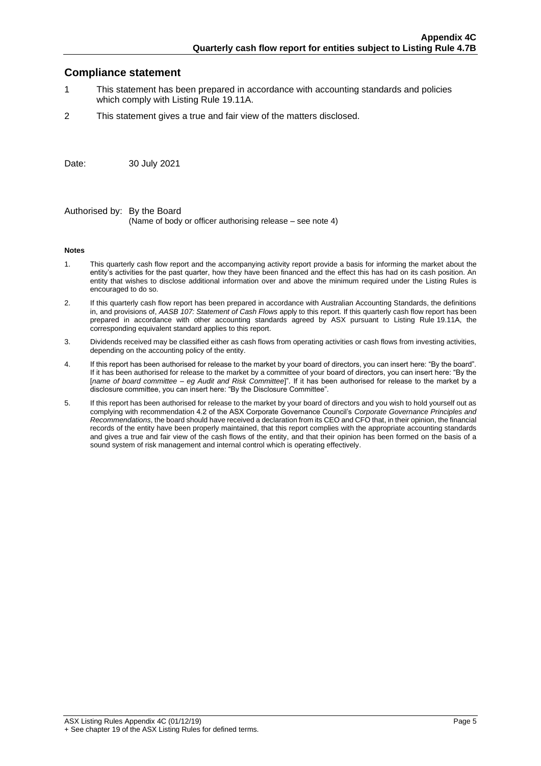## Compliance statement

1. This statement has been prepared in accordance with accounting standards and policies which comply with Listing Rule 19.11A.
2. This statement gives a true and fair view of the matters disclosed.

Date: 30 July 2021

Authorised by: By the Board
(Name of body or officer authorising release – see note 4)

**Notes**

1. This quarterly cash flow report and the accompanying activity report provide a basis for informing the market about the entity's activities for the past quarter, how they have been financed and the effect this has had on its cash position. An entity that wishes to disclose additional information over and above the minimum required under the Listing Rules is encouraged to do so.
2. If this quarterly cash flow report has been prepared in accordance with Australian Accounting Standards, the definitions in, and provisions of, *AASB 107: Statement of Cash Flows* apply to this report. If this quarterly cash flow report has been prepared in accordance with other accounting standards agreed by ASX pursuant to Listing Rule 19.11A, the corresponding equivalent standard applies to this report.
3. Dividends received may be classified either as cash flows from operating activities or cash flows from investing activities, depending on the accounting policy of the entity.
4. If this report has been authorised for release to the market by your board of directors, you can insert here: "By the board". If it has been authorised for release to the market by a committee of your board of directors, you can insert here: "By the [*name of board committee – eg Audit and Risk Committee*]". If it has been authorised for release to the market by a disclosure committee, you can insert here: "By the Disclosure Committee".
5. If this report has been authorised for release to the market by your board of directors and you wish to hold yourself out as complying with recommendation 4.2 of the ASX Corporate Governance Council's *Corporate Governance Principles and Recommendations*, the board should have received a declaration from its CEO and CFO that, in their opinion, the financial records of the entity have been properly maintained, that this report complies with the appropriate accounting standards and gives a true and fair view of the cash flows of the entity, and that their opinion has been formed on the basis of a sound system of risk management and internal control which is operating effectively.